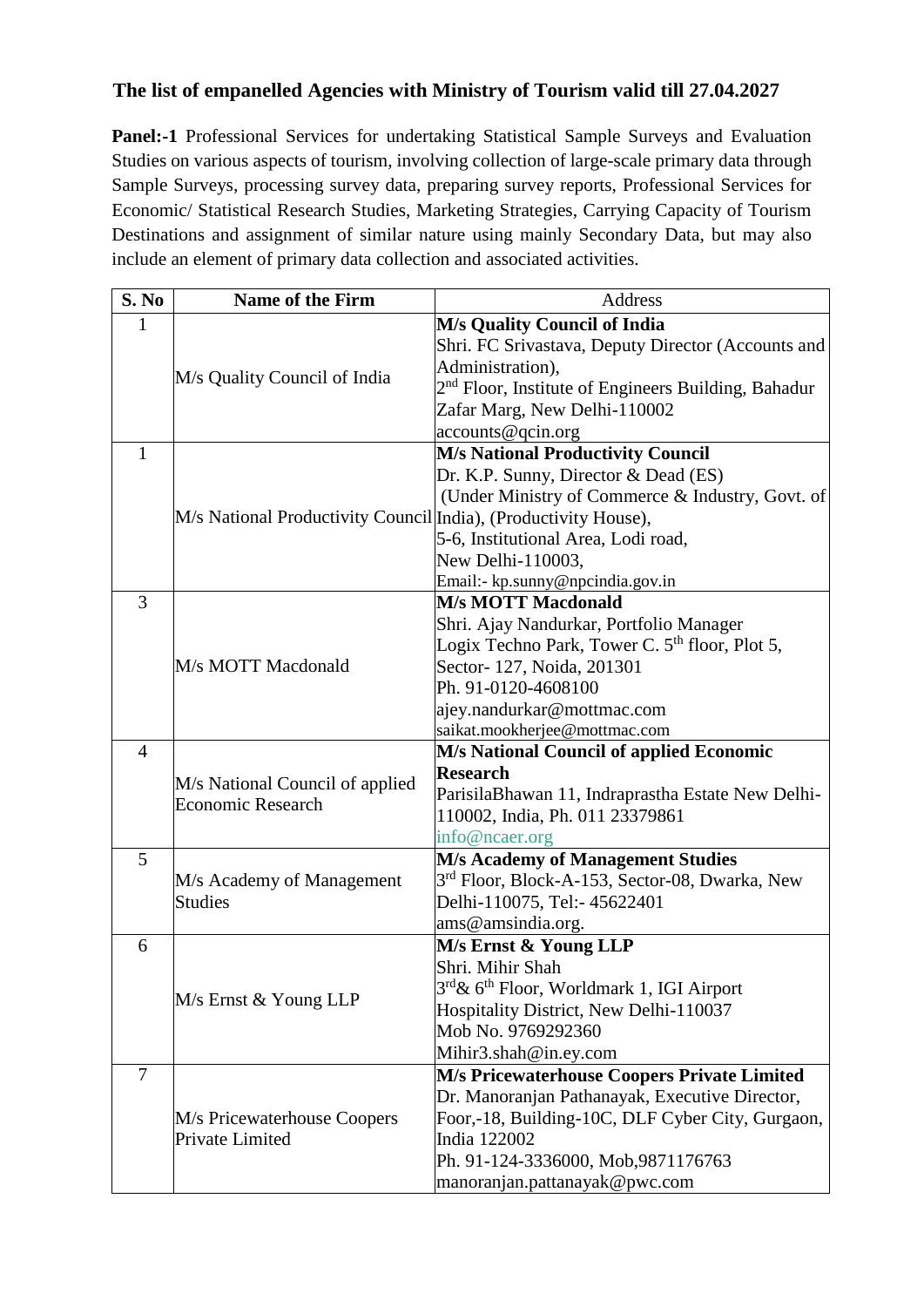## The list of empanelled Agencies with Ministry of Tourism valid till 27.04.2027

**Panel:-1** Professional Services for undertaking Statistical Sample Surveys and Evaluation Studies on various aspects of tourism, involving collection of large-scale primary data through Sample Surveys, processing survey data, preparing survey reports, Professional Services for Economic/ Statistical Research Studies, Marketing Strategies, Carrying Capacity of Tourism Destinations and assignment of similar nature using mainly Secondary Data, but may also include an element of primary data collection and associated activities.

| S. No | Name of the Firm | Address |
|---|---|---|
| 1 | M/s Quality Council of India | **M/s Quality Council of India**<br>Shri. FC Srivastava, Deputy Director (Accounts and Administration),<br>2nd Floor, Institute of Engineers Building, Bahadur Zafar Marg, New Delhi-110002<br>accounts@qcin.org |
| 1 | M/s National Productivity Council | **M/s National Productivity Council**<br>Dr. K.P. Sunny, Director & Dead (ES)<br>(Under Ministry of Commerce & Industry, Govt. of India), (Productivity House),<br>5-6, Institutional Area, Lodi road,<br>New Delhi-110003,<br>Email:- kp.sunny@npcindia.gov.in |
| 3 | M/s MOTT Macdonald | **M/s MOTT Macdonald**<br>Shri. Ajay Nandurkar, Portfolio Manager<br>Logix Techno Park, Tower C. 5th floor, Plot 5, Sector- 127, Noida, 201301<br>Ph. 91-0120-4608100<br>ajey.nandurkar@mottmac.com<br>saikat.mookherjee@mottmac.com |
| 4 | M/s National Council of applied Economic Research | **M/s National Council of applied Economic Research**<br>ParisilaBhawan 11, Indraprastha Estate New Delhi-110002, India, Ph. 011 23379861<br>info@ncaer.org |
| 5 | M/s Academy of Management Studies | **M/s Academy of Management Studies**<br>3rd Floor, Block-A-153, Sector-08, Dwarka, New Delhi-110075, Tel:- 45622401<br>ams@amsindia.org. |
| 6 | M/s Ernst & Young LLP | **M/s Ernst & Young LLP**<br>Shri. Mihir Shah<br>3rd& 6th Floor, Worldmark 1, IGI Airport Hospitality District, New Delhi-110037<br>Mob No. 9769292360<br>Mihir3.shah@in.ey.com |
| 7 | M/s Pricewaterhouse Coopers Private Limited | **M/s Pricewaterhouse Coopers Private Limited**<br>Dr. Manoranjan Pathanayak, Executive Director, Foor,-18, Building-10C, DLF Cyber City, Gurgaon, India 122002<br>Ph. 91-124-3336000, Mob,9871176763<br>manoranjan.pattanayak@pwc.com |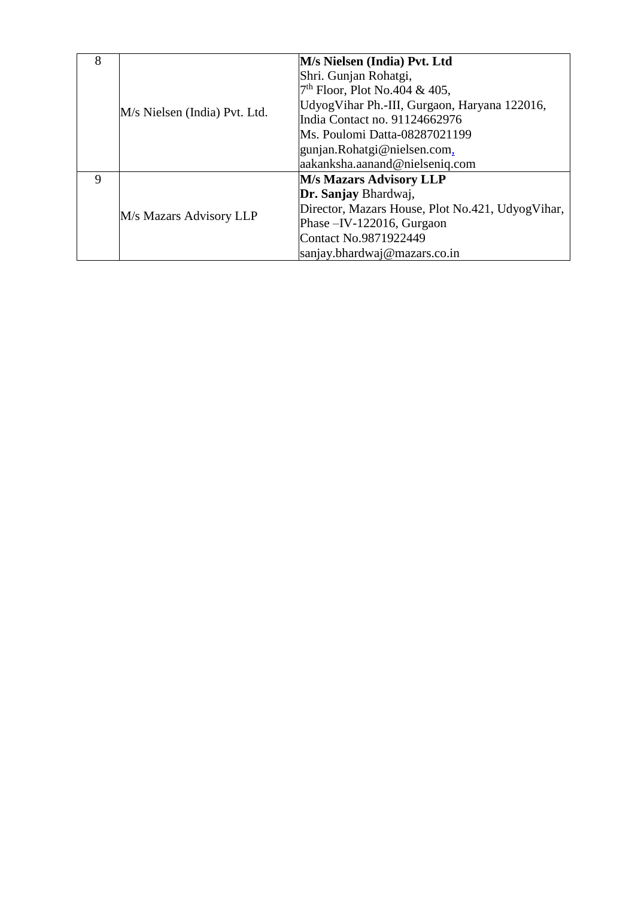| | | |
|---|---|---|
| 8 | M/s Nielsen (India) Pvt. Ltd. | **M/s Nielsen (India) Pvt. Ltd**<br>Shri. Gunjan Rohatgi,<br>7th Floor, Plot No.404 & 405,<br>UdyogVihar Ph.-III, Gurgaon, Haryana 122016,<br>India Contact no. 91124662976<br>Ms. Poulomi Datta-08287021199<br>gunjan.Rohatgi@nielsen.com,<br>aakanksha.aanand@nielseniq.com |
| 9 | M/s Mazars Advisory LLP | **M/s Mazars Advisory LLP**<br>**Dr. Sanjay** Bhardwaj,<br>Director, Mazars House, Plot No.421, UdyogVihar,<br>Phase –IV-122016, Gurgaon<br>Contact No.9871922449<br>sanjay.bhardwaj@mazars.co.in |